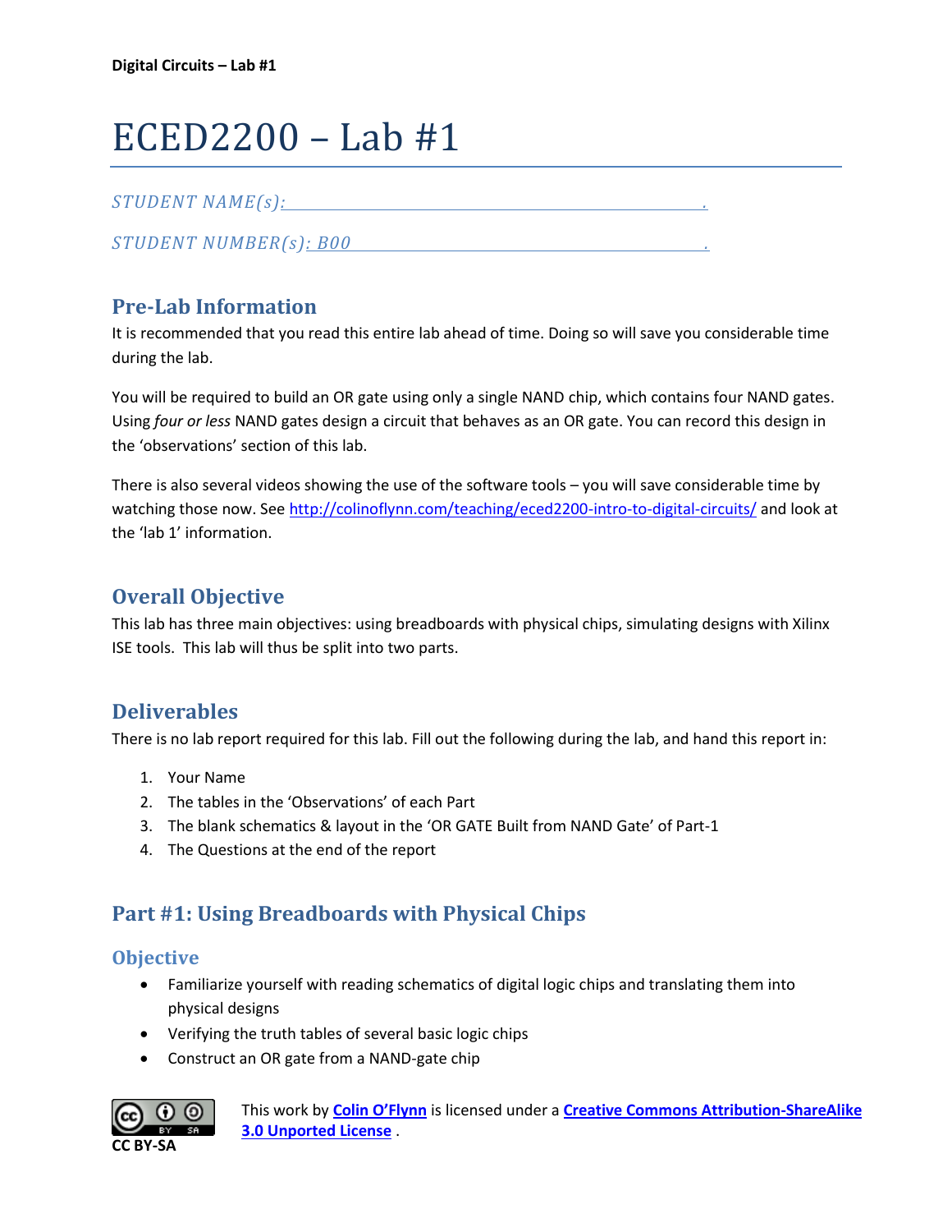# ECED2200 – Lab #1

*STUDENT NAME(s):* ______________________________________________.

*STUDENT NUMBER(s): B00* _________________________________________.

## Pre-Lab Information

It is recommended that you read this entire lab ahead of time. Doing so will save you considerable time during the lab.

You will be required to build an OR gate using only a single NAND chip, which contains four NAND gates. Using *four or less* NAND gates design a circuit that behaves as an OR gate. You can record this design in the 'observations' section of this lab.

There is also several videos showing the use of the software tools – you will save considerable time by watching those now. See http://colinoflynn.com/teaching/eced2200-intro-to-digital-circuits/ and look at the 'lab 1' information.

## Overall Objective

This lab has three main objectives: using breadboards with physical chips, simulating designs with Xilinx ISE tools. This lab will thus be split into two parts.

## Deliverables

There is no lab report required for this lab. Fill out the following during the lab, and hand this report in:

1. Your Name
2. The tables in the 'Observations' of each Part
3. The blank schematics & layout in the 'OR GATE Built from NAND Gate' of Part-1
4. The Questions at the end of the report

## Part #1: Using Breadboards with Physical Chips

### Objective

- Familiarize yourself with reading schematics of digital logic chips and translating them into physical designs
- Verifying the truth tables of several basic logic chips
- Construct an OR gate from a NAND-gate chip

CC BY-SA

This work by **Colin O'Flynn** is licensed under a **Creative Commons Attribution-ShareAlike 3.0 Unported License** .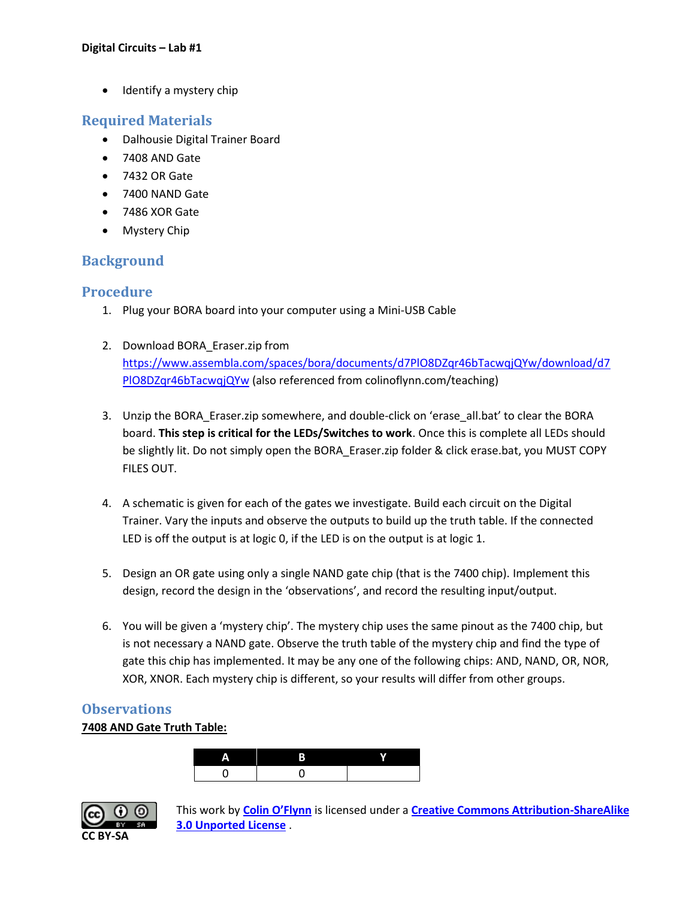- Identify a mystery chip

## Required Materials

- Dalhousie Digital Trainer Board
- 7408 AND Gate
- 7432 OR Gate
- 7400 NAND Gate
- 7486 XOR Gate
- Mystery Chip

## Background

## Procedure

1. Plug your BORA board into your computer using a Mini-USB Cable

2. Download BORA_Eraser.zip from https://www.assembla.com/spaces/bora/documents/d7PlO8DZqr46bTacwqjQYw/download/d7PlO8DZqr46bTacwqjQYw (also referenced from colinoflynn.com/teaching)

3. Unzip the BORA_Eraser.zip somewhere, and double-click on 'erase_all.bat' to clear the BORA board. **This step is critical for the LEDs/Switches to work**. Once this is complete all LEDs should be slightly lit. Do not simply open the BORA_Eraser.zip folder & click erase.bat, you MUST COPY FILES OUT.

4. A schematic is given for each of the gates we investigate. Build each circuit on the Digital Trainer. Vary the inputs and observe the outputs to build up the truth table. If the connected LED is off the output is at logic 0, if the LED is on the output is at logic 1.

5. Design an OR gate using only a single NAND gate chip (that is the 7400 chip). Implement this design, record the design in the 'observations', and record the resulting input/output.

6. You will be given a 'mystery chip'. The mystery chip uses the same pinout as the 7400 chip, but is not necessary a NAND gate. Observe the truth table of the mystery chip and find the type of gate this chip has implemented. It may be any one of the following chips: AND, NAND, OR, NOR, XOR, XNOR. Each mystery chip is different, so your results will differ from other groups.

## Observations

**7408 AND Gate Truth Table:**

| A | B | Y |
|---|---|---|
| 0 | 0 | |

This work by Colin O'Flynn is licensed under a **Creative Commons Attribution-ShareAlike 3.0 Unported License** .

CC BY-SA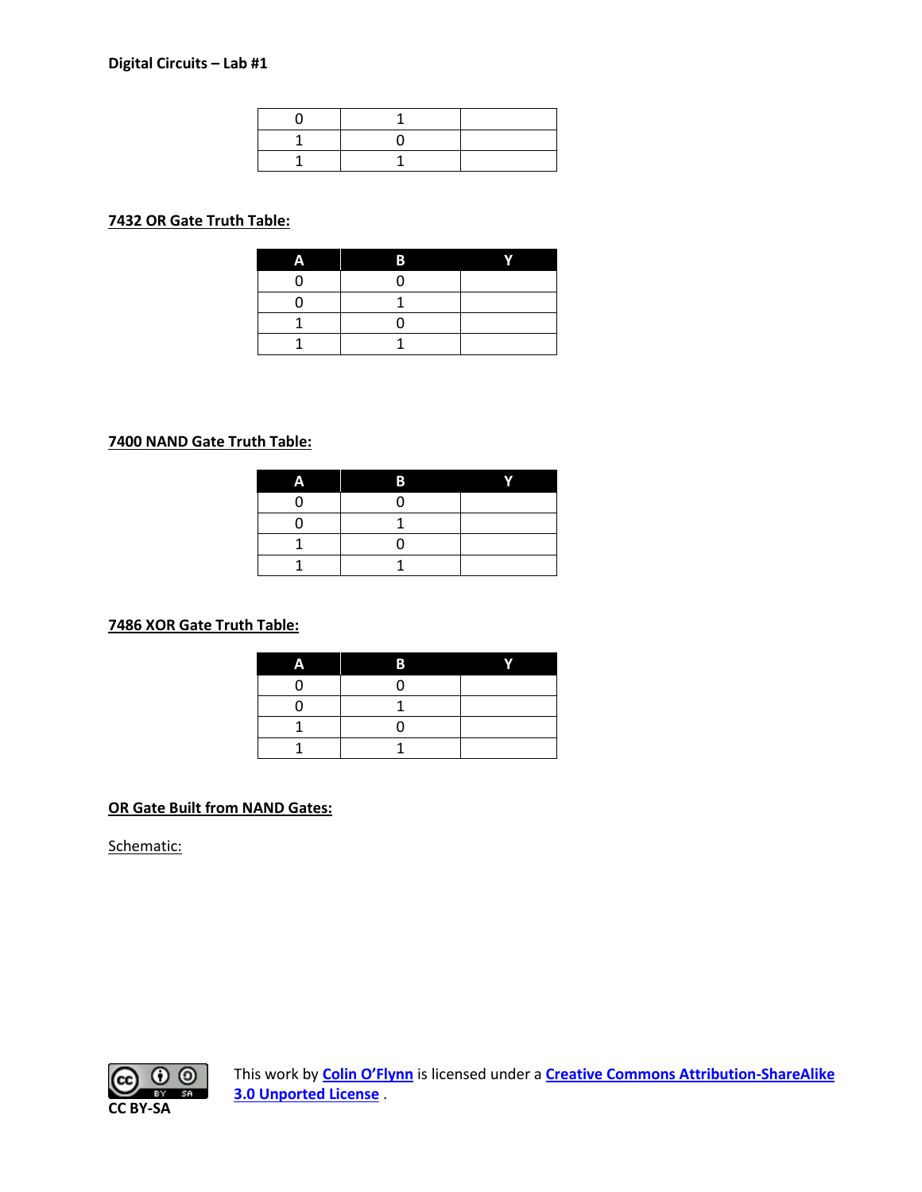| 0 | 1 | |
|---|---|---|
| 1 | 0 | |
| 1 | 1 | |

**7432 OR Gate Truth Table:**

| A | B | Y |
|---|---|---|
| 0 | 0 | |
| 0 | 1 | |
| 1 | 0 | |
| 1 | 1 | |

**7400 NAND Gate Truth Table:**

| A | B | Y |
|---|---|---|
| 0 | 0 | |
| 0 | 1 | |
| 1 | 0 | |
| 1 | 1 | |

**7486 XOR Gate Truth Table:**

| A | B | Y |
|---|---|---|
| 0 | 0 | |
| 0 | 1 | |
| 1 | 0 | |
| 1 | 1 | |

**OR Gate Built from NAND Gates:**

Schematic:

CC BY-SA

This work by Colin O'Flynn is licensed under a Creative Commons Attribution-ShareAlike 3.0 Unported License .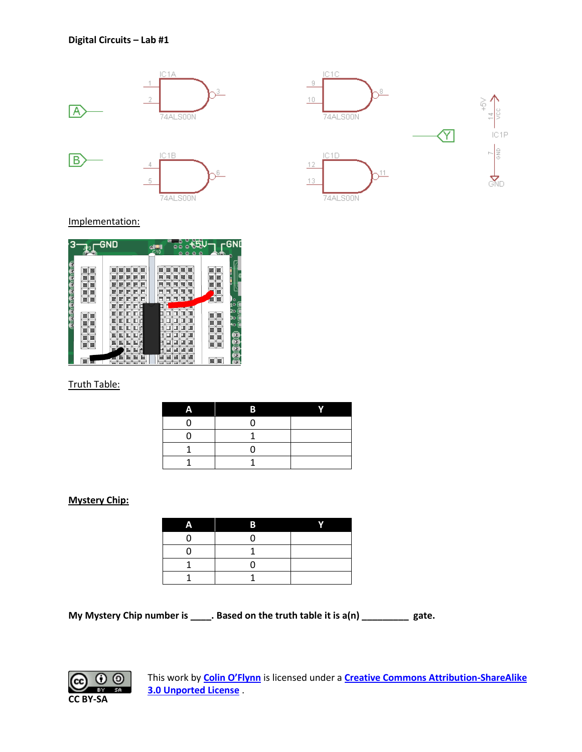**Digital Circuits – Lab #1**

Implementation:

Truth Table:

| A | B | Y |
|---|---|---|
| 0 | 0 | |
| 0 | 1 | |
| 1 | 0 | |
| 1 | 1 | |

**Mystery Chip:**

| A | B | Y |
|---|---|---|
| 0 | 0 | |
| 0 | 1 | |
| 1 | 0 | |
| 1 | 1 | |

**My Mystery Chip number is \_\_\_\_. Based on the truth table it is a(n) \_\_\_\_\_\_\_\_\_ gate.**

CC BY-SA

This work by Colin O'Flynn is licensed under a Creative Commons Attribution-ShareAlike 3.0 Unported License .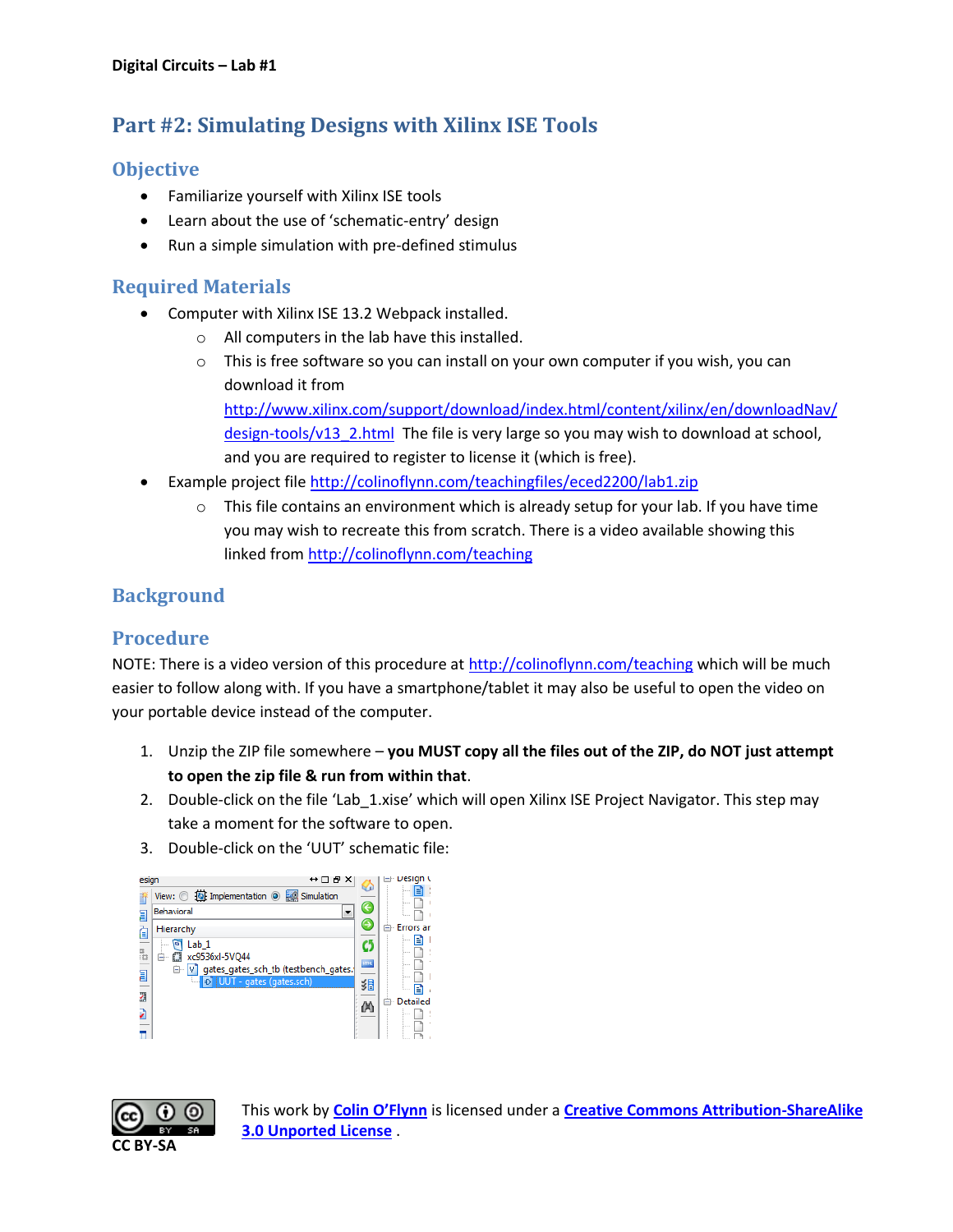# Part #2: Simulating Designs with Xilinx ISE Tools

## Objective

- Familiarize yourself with Xilinx ISE tools
- Learn about the use of 'schematic-entry' design
- Run a simple simulation with pre-defined stimulus

## Required Materials

- Computer with Xilinx ISE 13.2 Webpack installed.
    - All computers in the lab have this installed.
    - This is free software so you can install on your own computer if you wish, you can download it from http://www.xilinx.com/support/download/index.html/content/xilinx/en/downloadNav/design-tools/v13_2.html The file is very large so you may wish to download at school, and you are required to register to license it (which is free).
- Example project file http://colinoflynn.com/teachingfiles/eced2200/lab1.zip
    - This file contains an environment which is already setup for your lab. If you have time you may wish to recreate this from scratch. There is a video available showing this linked from http://colinoflynn.com/teaching

## Background

## Procedure

NOTE: There is a video version of this procedure at http://colinoflynn.com/teaching which will be much easier to follow along with. If you have a smartphone/tablet it may also be useful to open the video on your portable device instead of the computer.

1. Unzip the ZIP file somewhere – **you MUST copy all the files out of the ZIP, do NOT just attempt to open the zip file & run from within that**.
2. Double-click on the file 'Lab_1.xise' which will open Xilinx ISE Project Navigator. This step may take a moment for the software to open.
3. Double-click on the 'UUT' schematic file:

This work by **Colin O'Flynn** is licensed under a **Creative Commons Attribution-ShareAlike 3.0 Unported License** .

CC BY-SA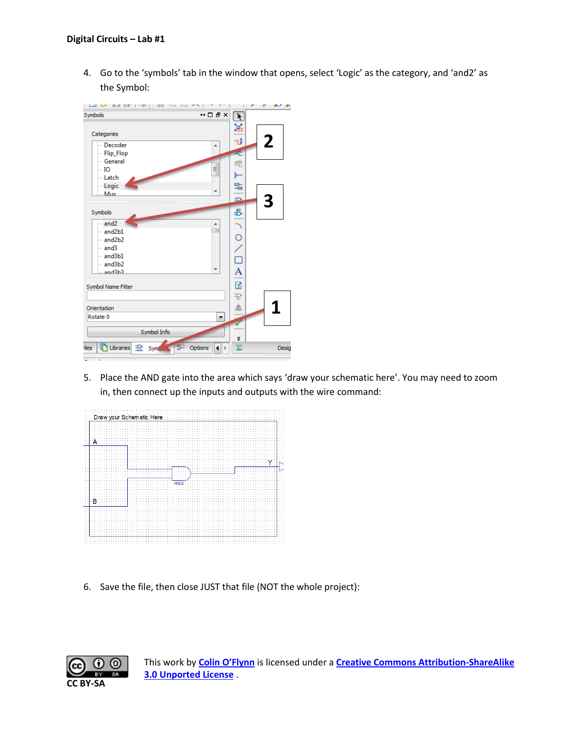4. Go to the 'symbols' tab in the window that opens, select 'Logic' as the category, and 'and2' as the Symbol:

5. Place the AND gate into the area which says 'draw your schematic here'. You may need to zoom in, then connect up the inputs and outputs with the wire command:

6. Save the file, then close JUST that file (NOT the whole project):

CC BY-SA

This work by Colin O'Flynn is licensed under a Creative Commons Attribution-ShareAlike 3.0 Unported License .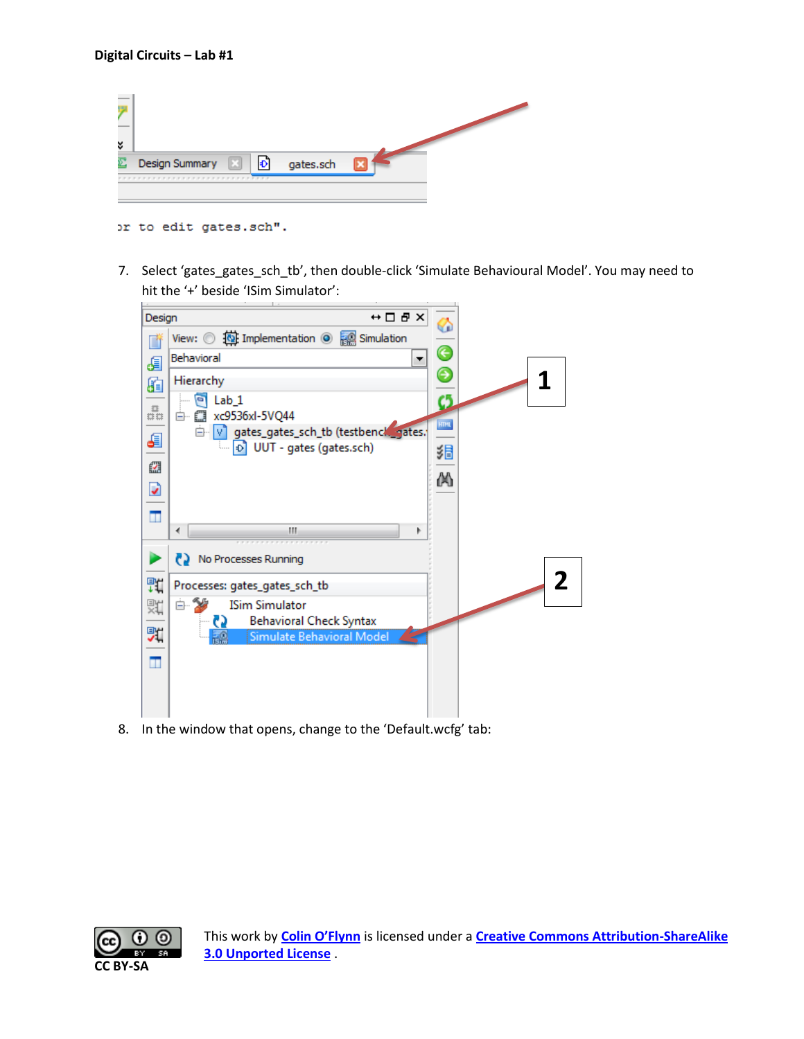7. Select 'gates_gates_sch_tb', then double-click 'Simulate Behavioural Model'. You may need to hit the '+' beside 'ISim Simulator':

8. In the window that opens, change to the 'Default.wcfg' tab: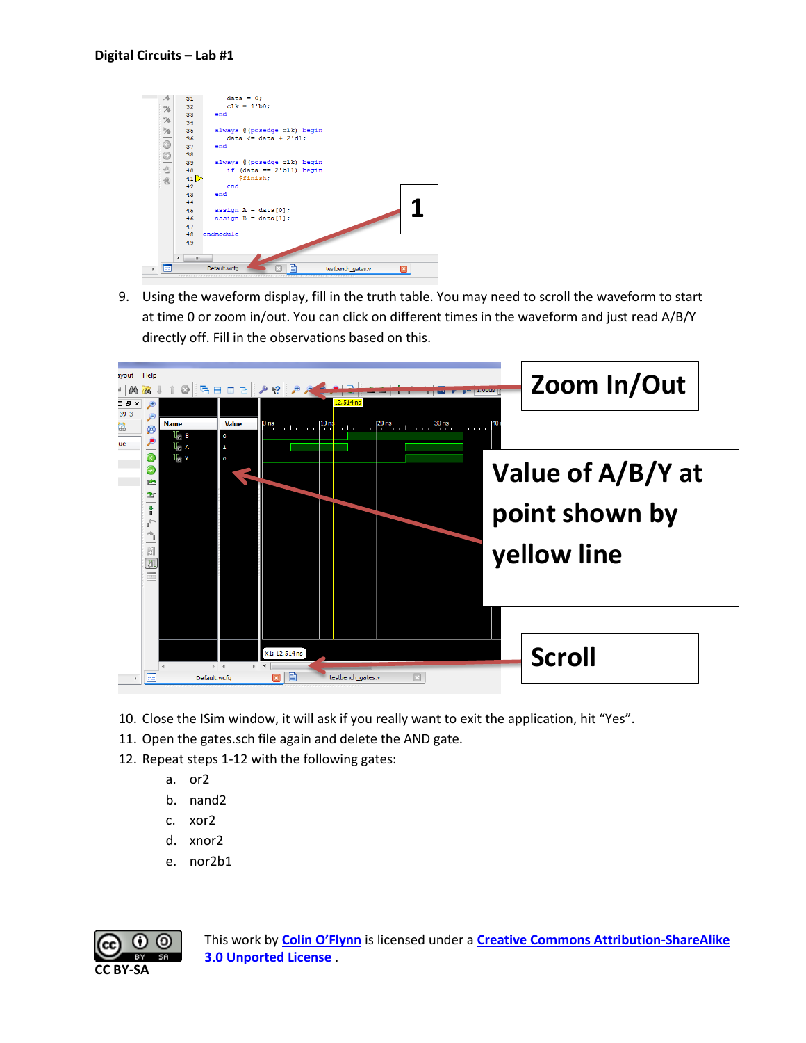9. Using the waveform display, fill in the truth table. You may need to scroll the waveform to start at time 0 or zoom in/out. You can click on different times in the waveform and just read A/B/Y directly off. Fill in the observations based on this.
10. Close the ISim window, it will ask if you really want to exit the application, hit "Yes".
11. Open the gates.sch file again and delete the AND gate.
12. Repeat steps 1-12 with the following gates:
    a. or2
    b. nand2
    c. xor2
    d. xnor2
    e. nor2b1

This work by Colin O'Flynn is licensed under a Creative Commons Attribution-ShareAlike 3.0 Unported License .

CC BY-SA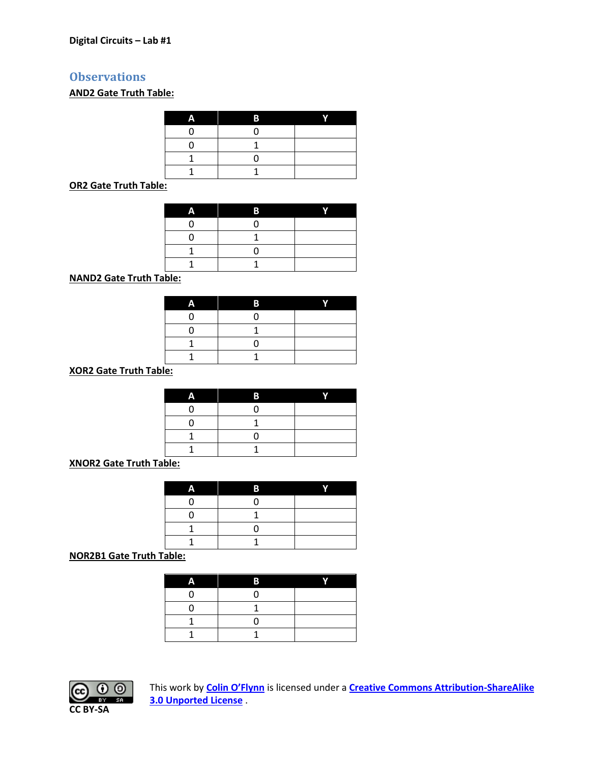Digital Circuits – Lab #1

## Observations

**AND2 Gate Truth Table:**

| A | B | Y |
|---|---|---|
| 0 | 0 | |
| 0 | 1 | |
| 1 | 0 | |
| 1 | 1 | |

**OR2 Gate Truth Table:**

| A | B | Y |
|---|---|---|
| 0 | 0 | |
| 0 | 1 | |
| 1 | 0 | |
| 1 | 1 | |

**NAND2 Gate Truth Table:**

| A | B | Y |
|---|---|---|
| 0 | 0 | |
| 0 | 1 | |
| 1 | 0 | |
| 1 | 1 | |

**XOR2 Gate Truth Table:**

| A | B | Y |
|---|---|---|
| 0 | 0 | |
| 0 | 1 | |
| 1 | 0 | |
| 1 | 1 | |

**XNOR2 Gate Truth Table:**

| A | B | Y |
|---|---|---|
| 0 | 0 | |
| 0 | 1 | |
| 1 | 0 | |
| 1 | 1 | |

**NOR2B1 Gate Truth Table:**

| A | B | Y |
|---|---|---|
| 0 | 0 | |
| 0 | 1 | |
| 1 | 0 | |
| 1 | 1 | |

CC BY-SA

This work by Colin O'Flynn is licensed under a Creative Commons Attribution-ShareAlike 3.0 Unported License .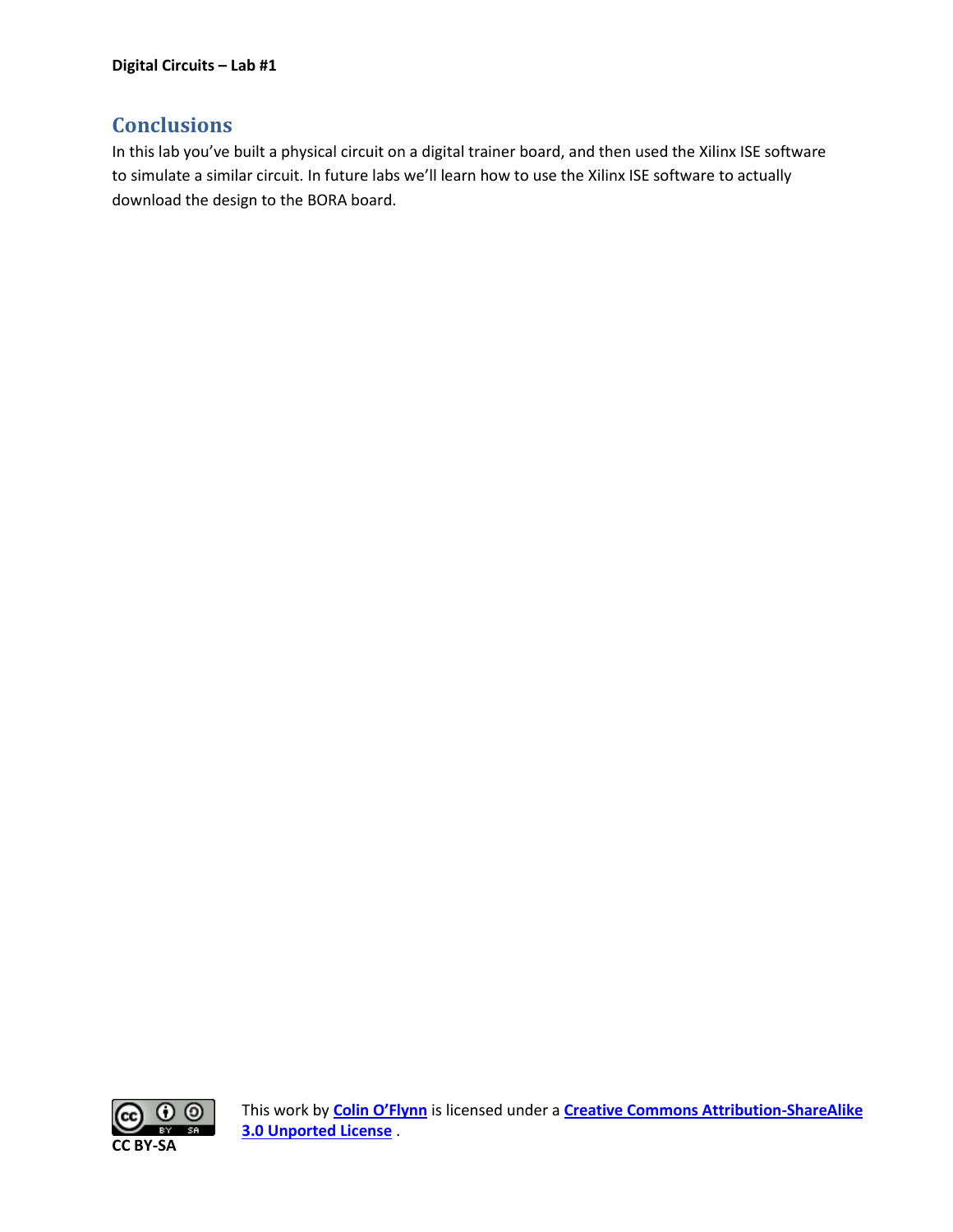## Conclusions

In this lab you've built a physical circuit on a digital trainer board, and then used the Xilinx ISE software to simulate a similar circuit. In future labs we'll learn how to use the Xilinx ISE software to actually download the design to the BORA board.

**CC BY-SA**

This work by **Colin O'Flynn** is licensed under a **Creative Commons Attribution-ShareAlike 3.0 Unported License** .